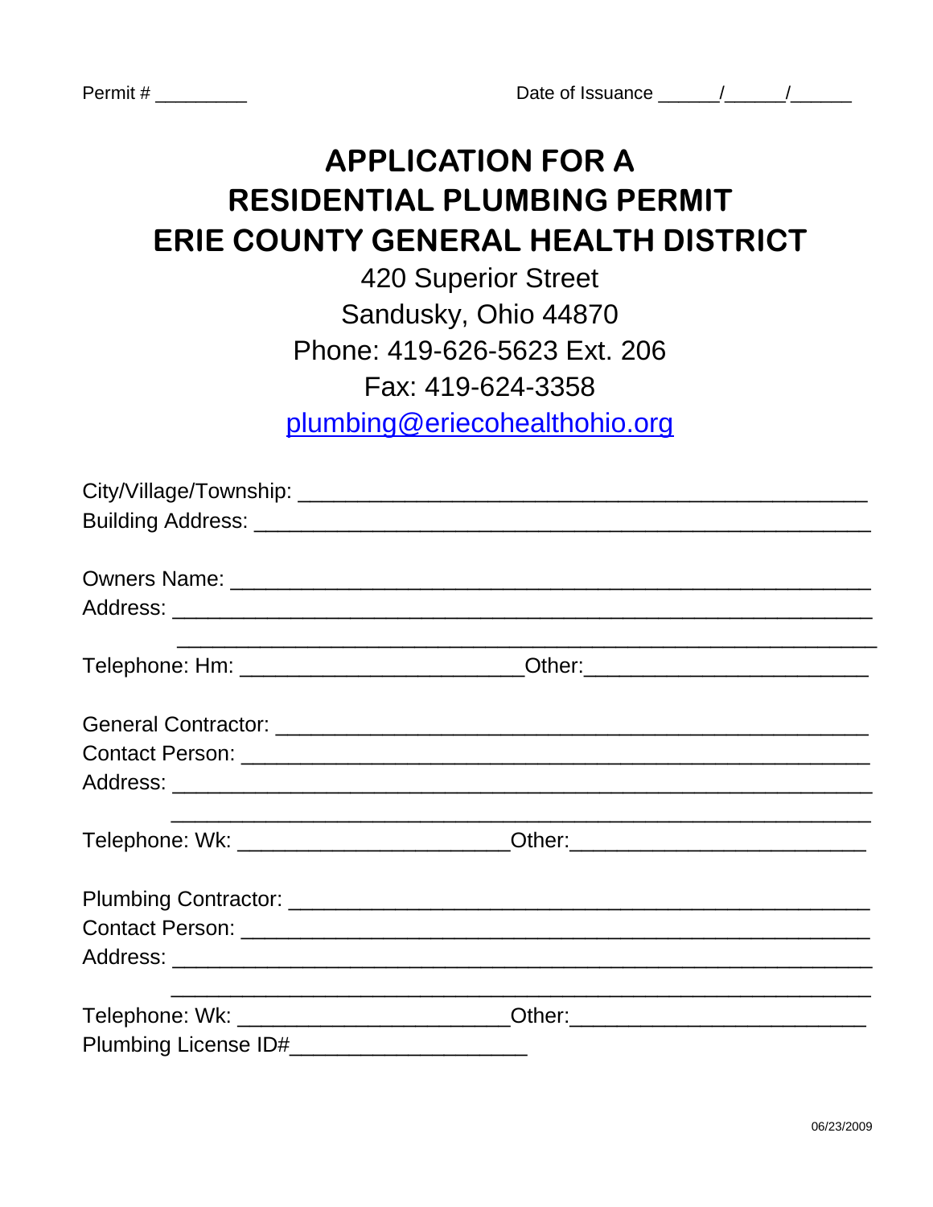Permit # _________ Date of Issuance ______/______/______

# APPLICATION FOR A RESIDENTIAL PLUMBING PERMIT ERIE COUNTY GENERAL HEALTH DISTRICT

420 Superior Street
Sandusky, Ohio 44870
Phone: 419-626-5623 Ext. 206
Fax: 419-624-3358
plumbing@eriecohealthohio.org

City/Village/Township: ______________________________________________
Building Address: ______________________________________________

Owners Name: ______________________________________________
Address: ______________________________________________
______________________________________________
Telephone: Hm: _______________________Other:_______________________

General Contractor: ______________________________________________
Contact Person: ______________________________________________
Address: ______________________________________________
______________________________________________
Telephone: Wk: ______________________Other:________________________

Plumbing Contractor: ______________________________________________
Contact Person: ______________________________________________
Address: ______________________________________________
______________________________________________
Telephone: Wk: ______________________Other:________________________
Plumbing License ID#____________________

06/23/2009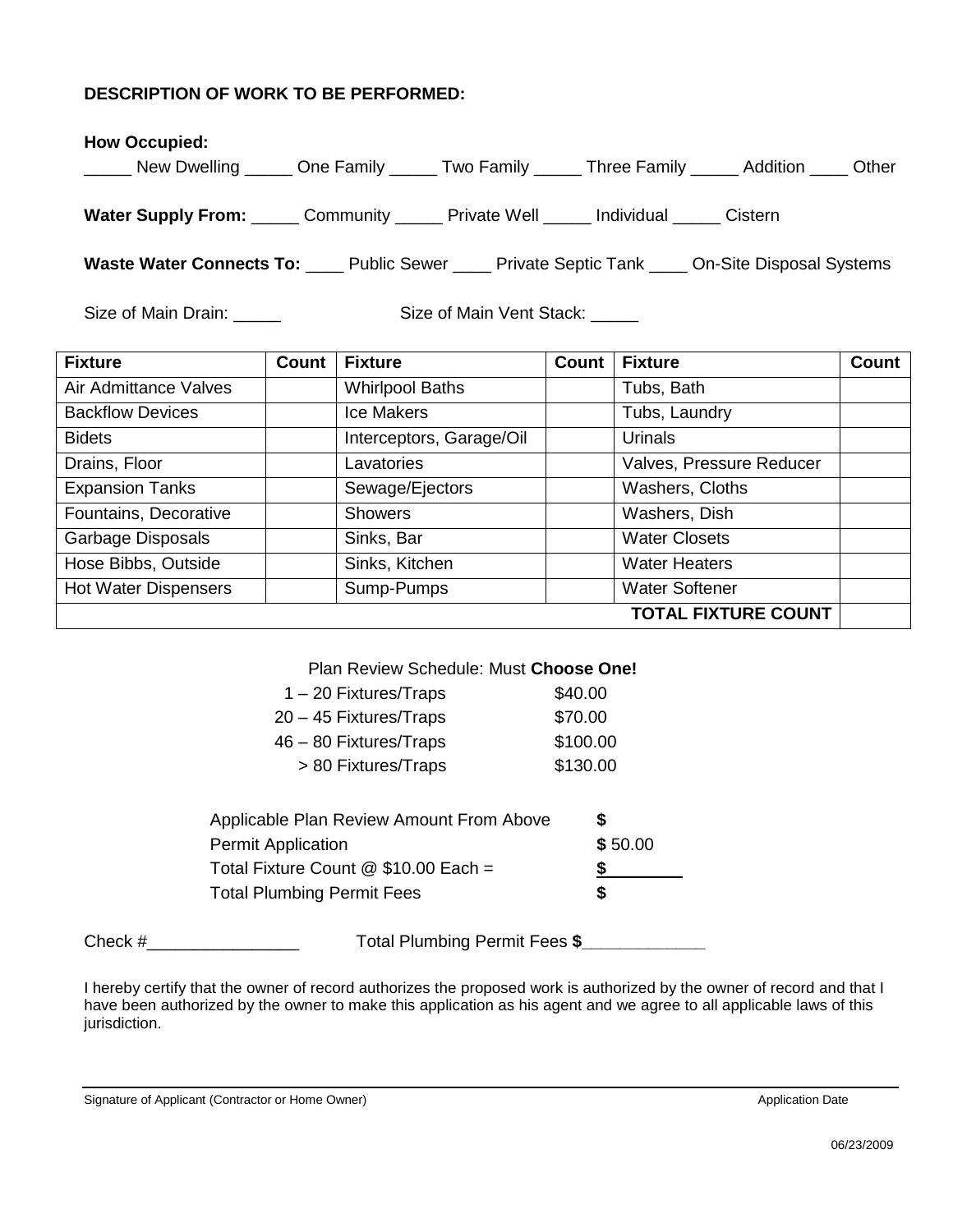**DESCRIPTION OF WORK TO BE PERFORMED:**

**How Occupied:**

_____ New Dwelling _____ One Family _____ Two Family _____ Three Family _____ Addition ____ Other

**Water Supply From:** _____ Community _____ Private Well _____ Individual _____ Cistern

**Waste Water Connects To:** ____ Public Sewer ____ Private Septic Tank ____ On-Site Disposal Systems

Size of Main Drain: _____ Size of Main Vent Stack: _____

| Fixture | Count | Fixture | Count | Fixture | Count |
|---|---|---|---|---|---|
| Air Admittance Valves | | Whirlpool Baths | | Tubs, Bath | |
| Backflow Devices | | Ice Makers | | Tubs, Laundry | |
| Bidets | | Interceptors, Garage/Oil | | Urinals | |
| Drains, Floor | | Lavatories | | Valves, Pressure Reducer | |
| Expansion Tanks | | Sewage/Ejectors | | Washers, Cloths | |
| Fountains, Decorative | | Showers | | Washers, Dish | |
| Garbage Disposals | | Sinks, Bar | | Water Closets | |
| Hose Bibbs, Outside | | Sinks, Kitchen | | Water Heaters | |
| Hot Water Dispensers | | Sump-Pumps | | Water Softener | |
| | | | | **TOTAL FIXTURE COUNT** | |

Plan Review Schedule: Must **Choose One!**

| | |
|---|---|
| 1 – 20 Fixtures/Traps | $40.00 |
| 20 – 45 Fixtures/Traps | $70.00 |
| 46 – 80 Fixtures/Traps | $100.00 |
| > 80 Fixtures/Traps | $130.00 |

| | |
|---|---|
| Applicable Plan Review Amount From Above | **$** |
| Permit Application | **$** 50.00 |
| Total Fixture Count @ $10.00 Each = | **$**________ |
| Total Plumbing Permit Fees | **$** |

Check #________________ Total Plumbing Permit Fees **$**____________

I hereby certify that the owner of record authorizes the proposed work is authorized by the owner of record and that I have been authorized by the owner to make this application as his agent and we agree to all applicable laws of this jurisdiction.

Signature of Applicant (Contractor or Home Owner) Application Date

06/23/2009